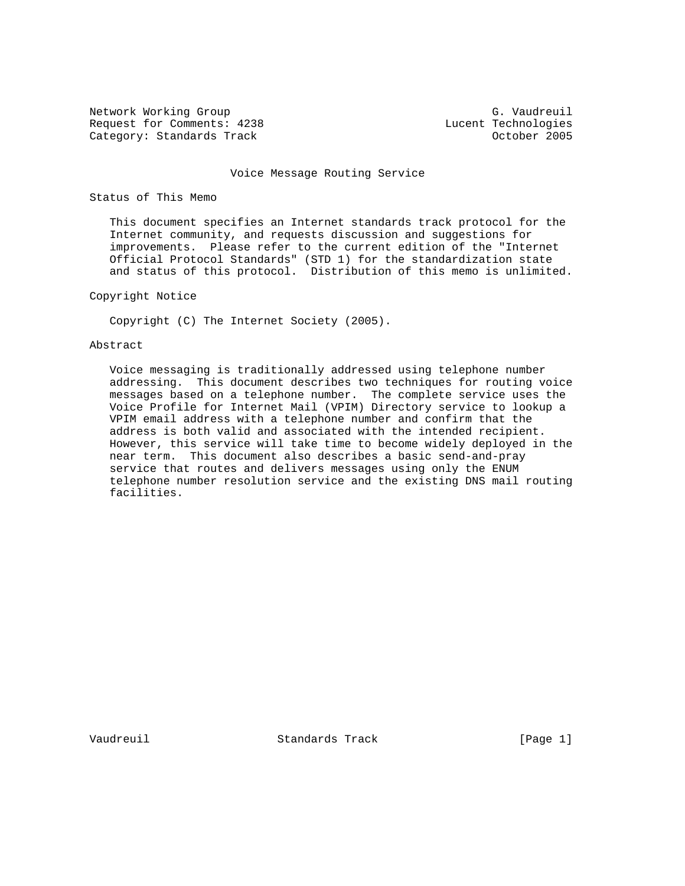Network Working Group G. Vaudreuil
Request for Comments: 4238 Lucent Technologies
Category: Standards Track October 2005

# Voice Message Routing Service

## Status of This Memo

This document specifies an Internet standards track protocol for the Internet community, and requests discussion and suggestions for improvements. Please refer to the current edition of the "Internet Official Protocol Standards" (STD 1) for the standardization state and status of this protocol. Distribution of this memo is unlimited.

## Copyright Notice

Copyright (C) The Internet Society (2005).

## Abstract

Voice messaging is traditionally addressed using telephone number addressing. This document describes two techniques for routing voice messages based on a telephone number. The complete service uses the Voice Profile for Internet Mail (VPIM) Directory service to lookup a VPIM email address with a telephone number and confirm that the address is both valid and associated with the intended recipient. However, this service will take time to become widely deployed in the near term. This document also describes a basic send-and-pray service that routes and delivers messages using only the ENUM telephone number resolution service and the existing DNS mail routing facilities.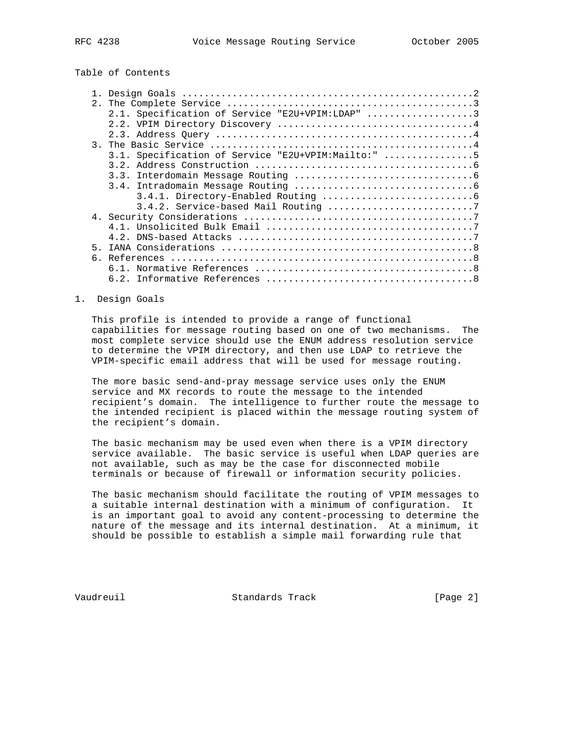Table of Contents

1. Design Goals ....................................................2
2. The Complete Service ............................................3
   2.1. Specification of Service "E2U+VPIM:LDAP" ...................3
   2.2. VPIM Directory Discovery ...................................4
   2.3. Address Query ..............................................4
3. The Basic Service ...............................................4
   3.1. Specification of Service "E2U+VPIM:Mailto:" ................5
   3.2. Address Construction .......................................6
   3.3. Interdomain Message Routing ................................6
   3.4. Intradomain Message Routing ................................6
        3.4.1. Directory-Enabled Routing ...........................6
        3.4.2. Service-based Mail Routing ..........................7
4. Security Considerations .........................................7
   4.1. Unsolicited Bulk Email .....................................7
   4.2. DNS-based Attacks ..........................................7
5. IANA Considerations .............................................8
6. References ......................................................8
   6.1. Normative References .......................................8
   6.2. Informative References .....................................8

# 1. Design Goals

This profile is intended to provide a range of functional capabilities for message routing based on one of two mechanisms. The most complete service should use the ENUM address resolution service to determine the VPIM directory, and then use LDAP to retrieve the VPIM-specific email address that will be used for message routing.

The more basic send-and-pray message service uses only the ENUM service and MX records to route the message to the intended recipient's domain. The intelligence to further route the message to the intended recipient is placed within the message routing system of the recipient's domain.

The basic mechanism may be used even when there is a VPIM directory service available. The basic service is useful when LDAP queries are not available, such as may be the case for disconnected mobile terminals or because of firewall or information security policies.

The basic mechanism should facilitate the routing of VPIM messages to a suitable internal destination with a minimum of configuration. It is an important goal to avoid any content-processing to determine the nature of the message and its internal destination. At a minimum, it should be possible to establish a simple mail forwarding rule that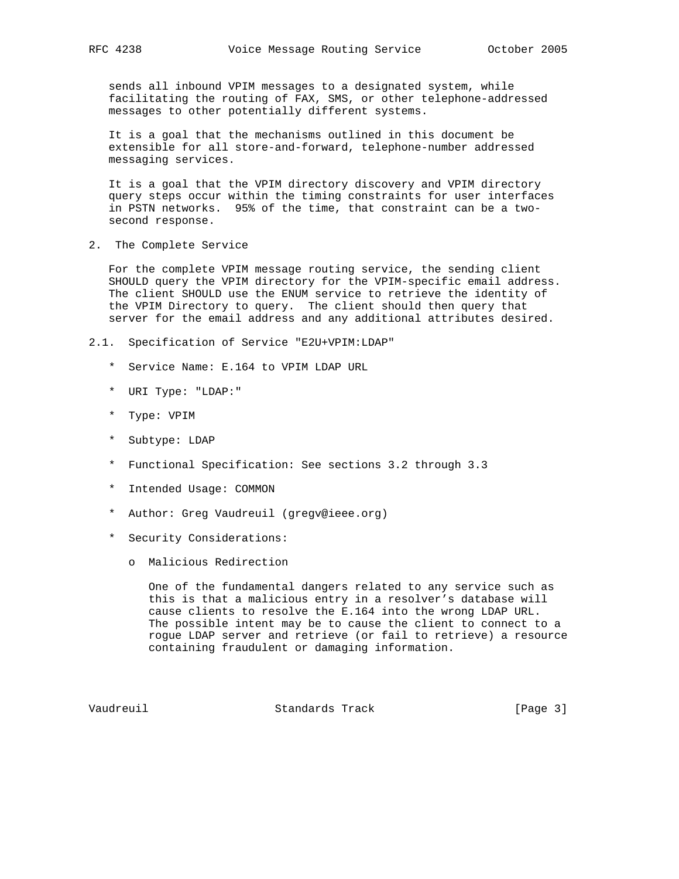sends all inbound VPIM messages to a designated system, while facilitating the routing of FAX, SMS, or other telephone-addressed messages to other potentially different systems.

It is a goal that the mechanisms outlined in this document be extensible for all store-and-forward, telephone-number addressed messaging services.

It is a goal that the VPIM directory discovery and VPIM directory query steps occur within the timing constraints for user interfaces in PSTN networks. 95% of the time, that constraint can be a two-second response.

## 2. The Complete Service

For the complete VPIM message routing service, the sending client SHOULD query the VPIM directory for the VPIM-specific email address. The client SHOULD use the ENUM service to retrieve the identity of the VPIM Directory to query. The client should then query that server for the email address and any additional attributes desired.

### 2.1. Specification of Service "E2U+VPIM:LDAP"

* Service Name: E.164 to VPIM LDAP URL

* URI Type: "LDAP:"

* Type: VPIM

* Subtype: LDAP

* Functional Specification: See sections 3.2 through 3.3

* Intended Usage: COMMON

* Author: Greg Vaudreuil (gregv@ieee.org)

* Security Considerations:

  o Malicious Redirection

    One of the fundamental dangers related to any service such as this is that a malicious entry in a resolver's database will cause clients to resolve the E.164 into the wrong LDAP URL. The possible intent may be to cause the client to connect to a rogue LDAP server and retrieve (or fail to retrieve) a resource containing fraudulent or damaging information.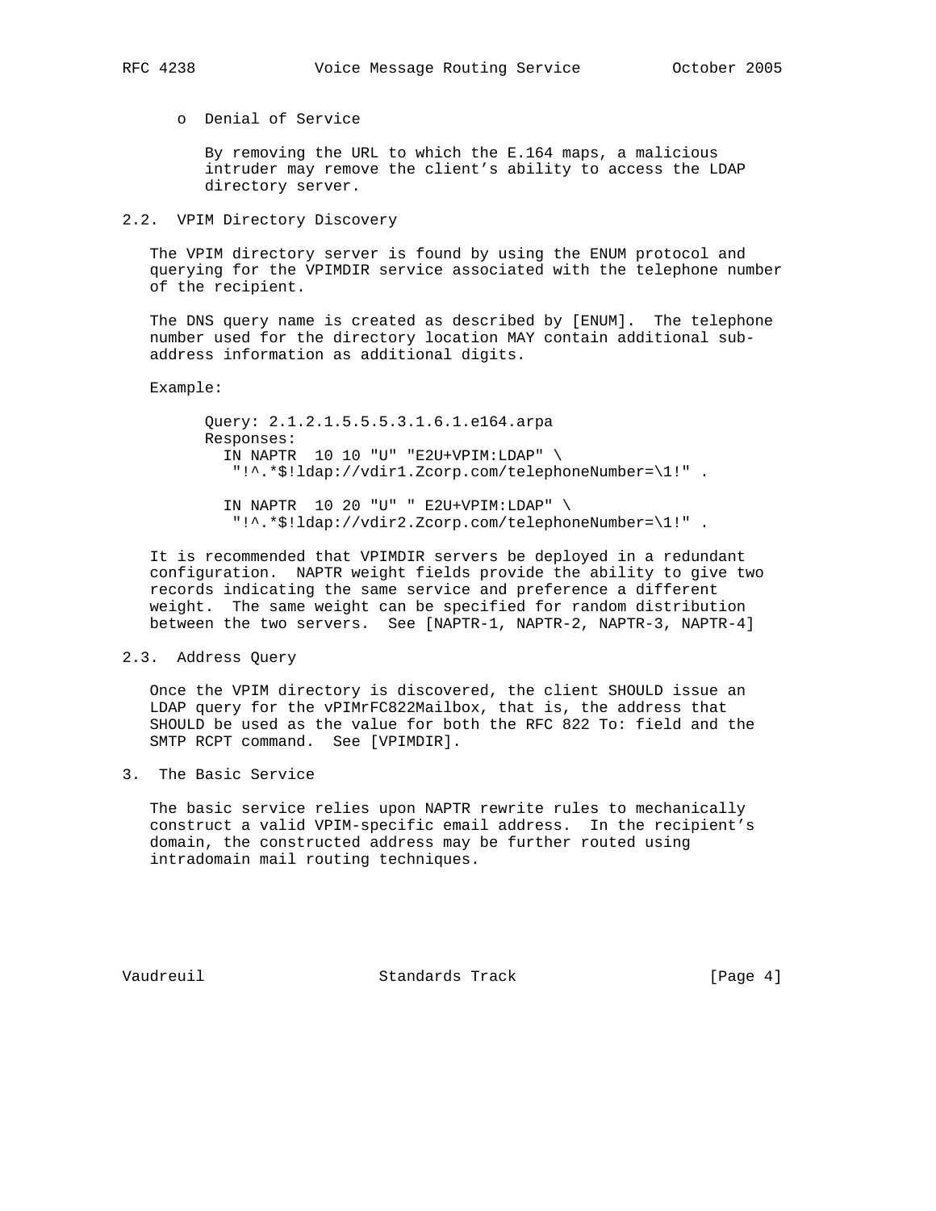- Denial of Service

  By removing the URL to which the E.164 maps, a malicious intruder may remove the client's ability to access the LDAP directory server.

## 2.2. VPIM Directory Discovery

The VPIM directory server is found by using the ENUM protocol and querying for the VPIMDIR service associated with the telephone number of the recipient.

The DNS query name is created as described by [ENUM]. The telephone number used for the directory location MAY contain additional sub-address information as additional digits.

Example:

```
     Query: 2.1.2.1.5.5.5.3.1.6.1.e164.arpa
     Responses:
       IN NAPTR  10 10 "U" "E2U+VPIM:LDAP" \
        "!^.*$!ldap://vdir1.Zcorp.com/telephoneNumber=\1!" .

       IN NAPTR  10 20 "U" " E2U+VPIM:LDAP" \
        "!^.*$!ldap://vdir2.Zcorp.com/telephoneNumber=\1!" .
```

It is recommended that VPIMDIR servers be deployed in a redundant configuration. NAPTR weight fields provide the ability to give two records indicating the same service and preference a different weight. The same weight can be specified for random distribution between the two servers. See [NAPTR-1, NAPTR-2, NAPTR-3, NAPTR-4]

## 2.3. Address Query

Once the VPIM directory is discovered, the client SHOULD issue an LDAP query for the vPIMrFC822Mailbox, that is, the address that SHOULD be used as the value for both the RFC 822 To: field and the SMTP RCPT command. See [VPIMDIR].

# 3. The Basic Service

The basic service relies upon NAPTR rewrite rules to mechanically construct a valid VPIM-specific email address. In the recipient's domain, the constructed address may be further routed using intradomain mail routing techniques.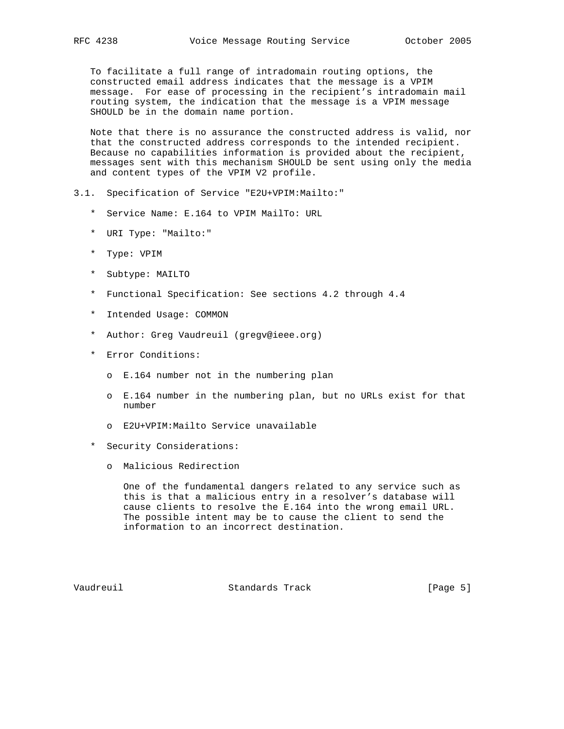To facilitate a full range of intradomain routing options, the constructed email address indicates that the message is a VPIM message. For ease of processing in the recipient's intradomain mail routing system, the indication that the message is a VPIM message SHOULD be in the domain name portion.

Note that there is no assurance the constructed address is valid, nor that the constructed address corresponds to the intended recipient. Because no capabilities information is provided about the recipient, messages sent with this mechanism SHOULD be sent using only the media and content types of the VPIM V2 profile.

## 3.1. Specification of Service "E2U+VPIM:Mailto:"

* Service Name: E.164 to VPIM MailTo: URL
* URI Type: "Mailto:"
* Type: VPIM
* Subtype: MAILTO
* Functional Specification: See sections 4.2 through 4.4
* Intended Usage: COMMON
* Author: Greg Vaudreuil (gregv@ieee.org)
* Error Conditions:
  - E.164 number not in the numbering plan
  - E.164 number in the numbering plan, but no URLs exist for that number
  - E2U+VPIM:Mailto Service unavailable
* Security Considerations:
  - Malicious Redirection

    One of the fundamental dangers related to any service such as this is that a malicious entry in a resolver's database will cause clients to resolve the E.164 into the wrong email URL. The possible intent may be to cause the client to send the information to an incorrect destination.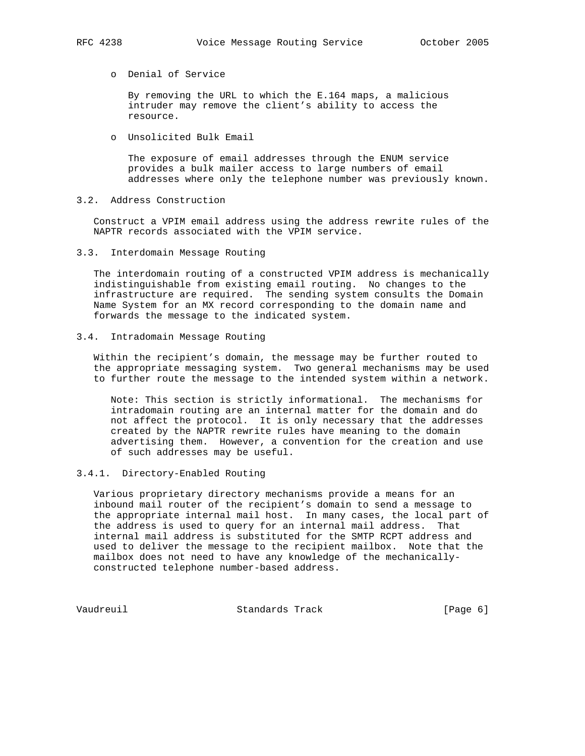- o Denial of Service

  By removing the URL to which the E.164 maps, a malicious intruder may remove the client's ability to access the resource.

- o Unsolicited Bulk Email

  The exposure of email addresses through the ENUM service provides a bulk mailer access to large numbers of email addresses where only the telephone number was previously known.

### 3.2. Address Construction

Construct a VPIM email address using the address rewrite rules of the NAPTR records associated with the VPIM service.

### 3.3. Interdomain Message Routing

The interdomain routing of a constructed VPIM address is mechanically indistinguishable from existing email routing. No changes to the infrastructure are required. The sending system consults the Domain Name System for an MX record corresponding to the domain name and forwards the message to the indicated system.

### 3.4. Intradomain Message Routing

Within the recipient's domain, the message may be further routed to the appropriate messaging system. Two general mechanisms may be used to further route the message to the intended system within a network.

> Note: This section is strictly informational. The mechanisms for intradomain routing are an internal matter for the domain and do not affect the protocol. It is only necessary that the addresses created by the NAPTR rewrite rules have meaning to the domain advertising them. However, a convention for the creation and use of such addresses may be useful.

#### 3.4.1. Directory-Enabled Routing

Various proprietary directory mechanisms provide a means for an inbound mail router of the recipient's domain to send a message to the appropriate internal mail host. In many cases, the local part of the address is used to query for an internal mail address. That internal mail address is substituted for the SMTP RCPT address and used to deliver the message to the recipient mailbox. Note that the mailbox does not need to have any knowledge of the mechanically-constructed telephone number-based address.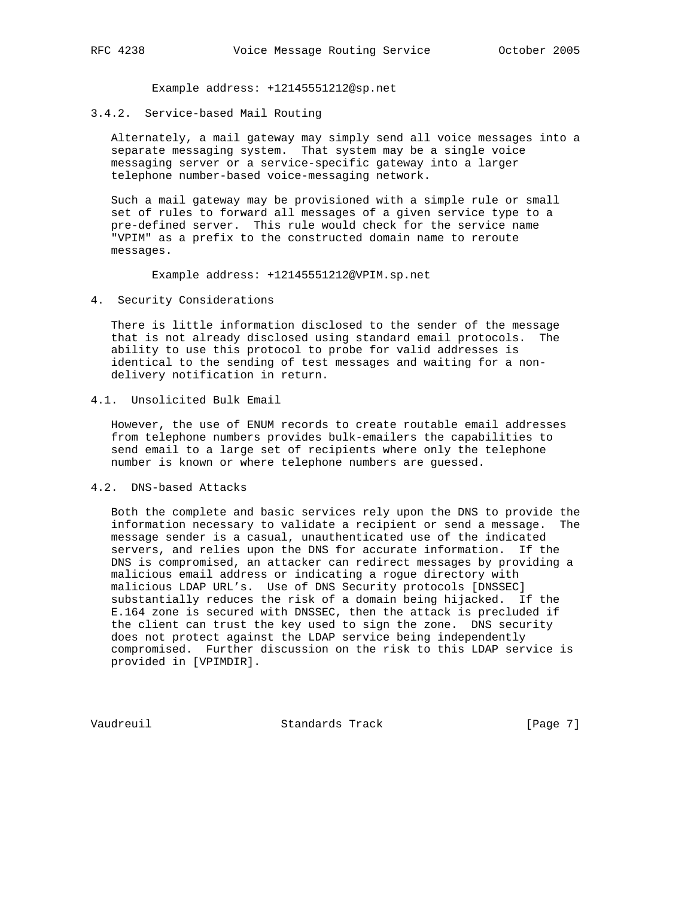Example address: +12145551212@sp.net

### 3.4.2. Service-based Mail Routing

Alternately, a mail gateway may simply send all voice messages into a separate messaging system. That system may be a single voice messaging server or a service-specific gateway into a larger telephone number-based voice-messaging network.

Such a mail gateway may be provisioned with a simple rule or small set of rules to forward all messages of a given service type to a pre-defined server. This rule would check for the service name "VPIM" as a prefix to the constructed domain name to reroute messages.

Example address: +12145551212@VPIM.sp.net

## 4. Security Considerations

There is little information disclosed to the sender of the message that is not already disclosed using standard email protocols. The ability to use this protocol to probe for valid addresses is identical to the sending of test messages and waiting for a non-delivery notification in return.

### 4.1. Unsolicited Bulk Email

However, the use of ENUM records to create routable email addresses from telephone numbers provides bulk-emailers the capabilities to send email to a large set of recipients where only the telephone number is known or where telephone numbers are guessed.

### 4.2. DNS-based Attacks

Both the complete and basic services rely upon the DNS to provide the information necessary to validate a recipient or send a message. The message sender is a casual, unauthenticated use of the indicated servers, and relies upon the DNS for accurate information. If the DNS is compromised, an attacker can redirect messages by providing a malicious email address or indicating a rogue directory with malicious LDAP URL's. Use of DNS Security protocols [DNSSEC] substantially reduces the risk of a domain being hijacked. If the E.164 zone is secured with DNSSEC, then the attack is precluded if the client can trust the key used to sign the zone. DNS security does not protect against the LDAP service being independently compromised. Further discussion on the risk to this LDAP service is provided in [VPIMDIR].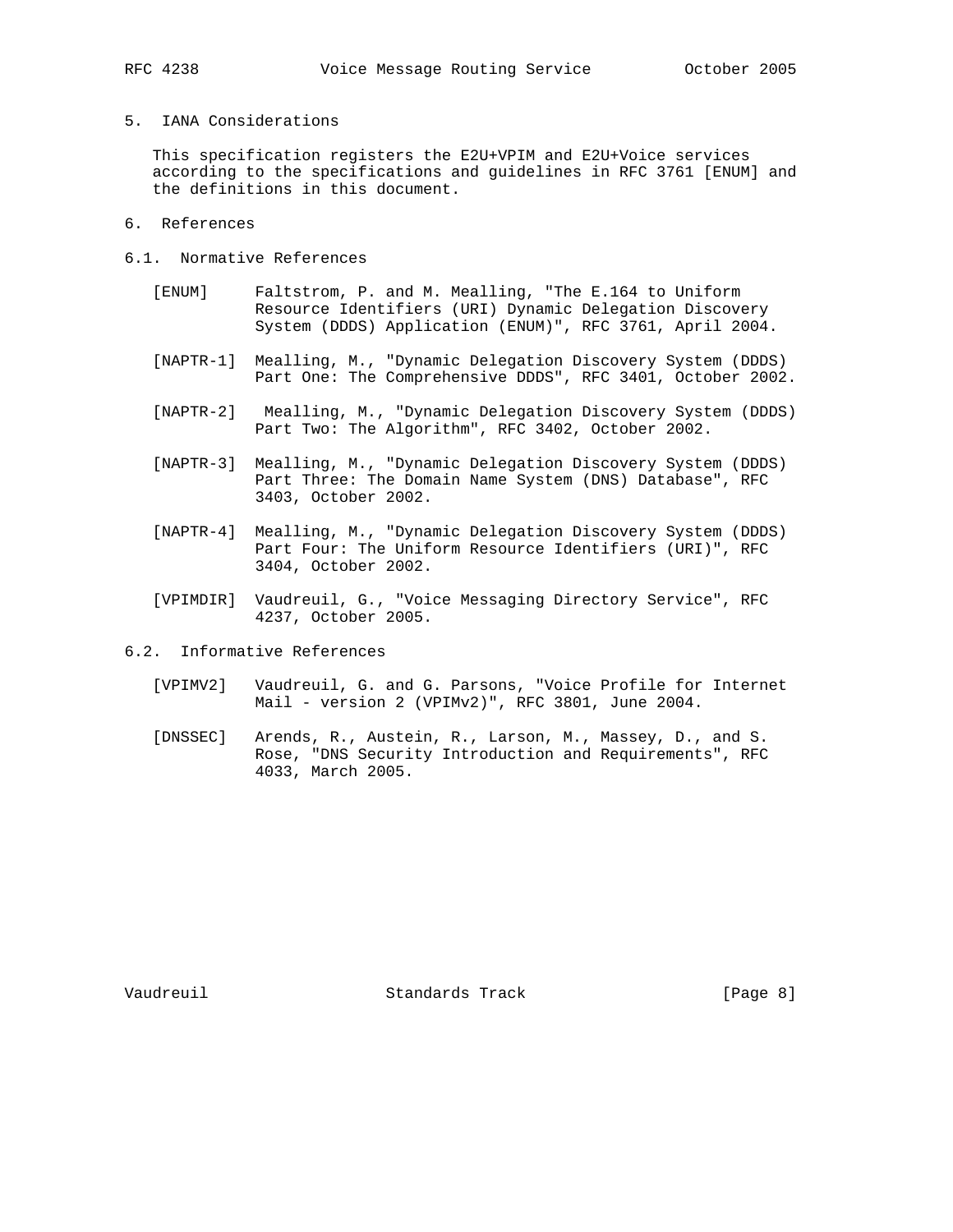## 5. IANA Considerations

This specification registers the E2U+VPIM and E2U+Voice services according to the specifications and guidelines in RFC 3761 [ENUM] and the definitions in this document.

## 6. References

### 6.1. Normative References

[ENUM] Faltstrom, P. and M. Mealling, "The E.164 to Uniform Resource Identifiers (URI) Dynamic Delegation Discovery System (DDDS) Application (ENUM)", RFC 3761, April 2004.

[NAPTR-1] Mealling, M., "Dynamic Delegation Discovery System (DDDS) Part One: The Comprehensive DDDS", RFC 3401, October 2002.

[NAPTR-2] Mealling, M., "Dynamic Delegation Discovery System (DDDS) Part Two: The Algorithm", RFC 3402, October 2002.

[NAPTR-3] Mealling, M., "Dynamic Delegation Discovery System (DDDS) Part Three: The Domain Name System (DNS) Database", RFC 3403, October 2002.

[NAPTR-4] Mealling, M., "Dynamic Delegation Discovery System (DDDS) Part Four: The Uniform Resource Identifiers (URI)", RFC 3404, October 2002.

[VPIMDIR] Vaudreuil, G., "Voice Messaging Directory Service", RFC 4237, October 2005.

### 6.2. Informative References

[VPIMV2] Vaudreuil, G. and G. Parsons, "Voice Profile for Internet Mail - version 2 (VPIMv2)", RFC 3801, June 2004.

[DNSSEC] Arends, R., Austein, R., Larson, M., Massey, D., and S. Rose, "DNS Security Introduction and Requirements", RFC 4033, March 2005.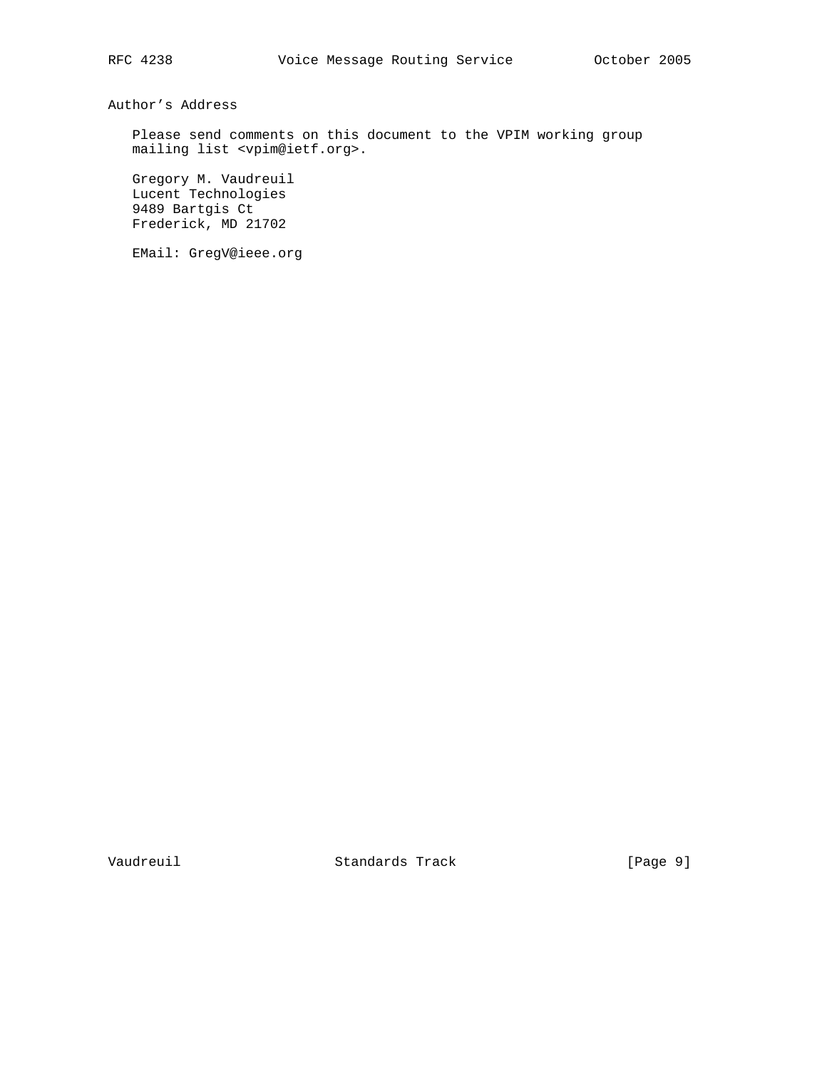## Author's Address

Please send comments on this document to the VPIM working group mailing list <vpim@ietf.org>.

Gregory M. Vaudreuil
Lucent Technologies
9489 Bartgis Ct
Frederick, MD 21702

EMail: GregV@ieee.org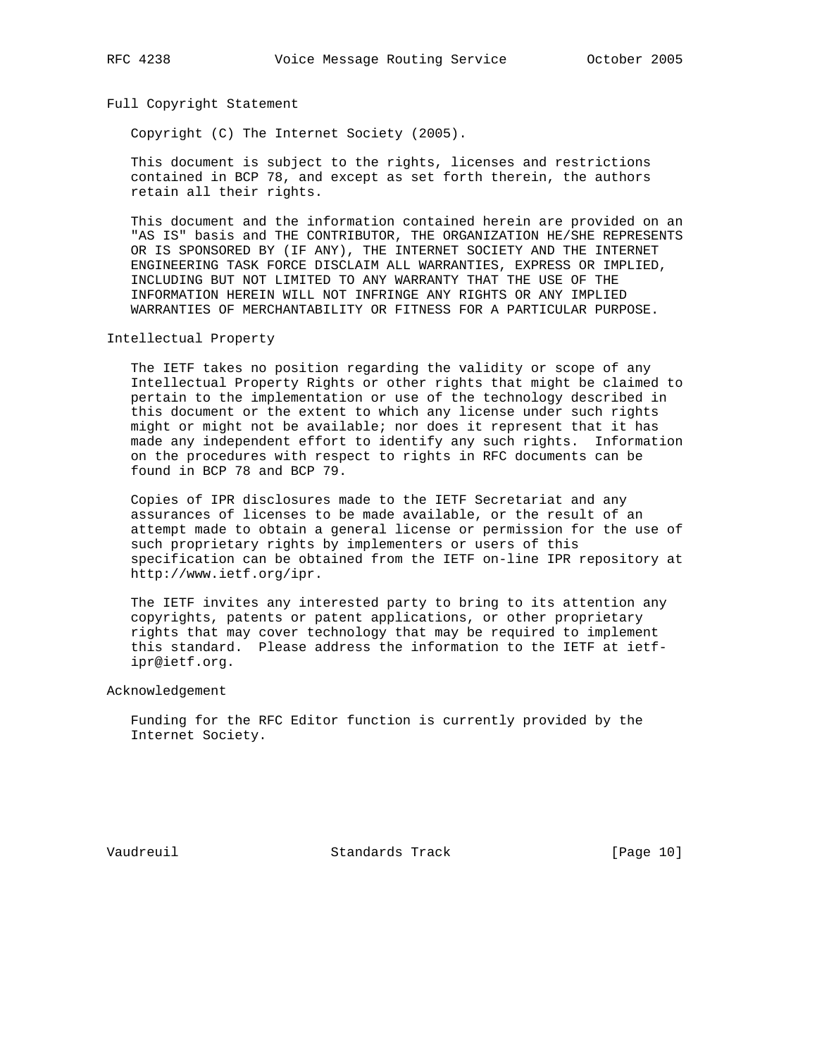## Full Copyright Statement

Copyright (C) The Internet Society (2005).

This document is subject to the rights, licenses and restrictions contained in BCP 78, and except as set forth therein, the authors retain all their rights.

This document and the information contained herein are provided on an "AS IS" basis and THE CONTRIBUTOR, THE ORGANIZATION HE/SHE REPRESENTS OR IS SPONSORED BY (IF ANY), THE INTERNET SOCIETY AND THE INTERNET ENGINEERING TASK FORCE DISCLAIM ALL WARRANTIES, EXPRESS OR IMPLIED, INCLUDING BUT NOT LIMITED TO ANY WARRANTY THAT THE USE OF THE INFORMATION HEREIN WILL NOT INFRINGE ANY RIGHTS OR ANY IMPLIED WARRANTIES OF MERCHANTABILITY OR FITNESS FOR A PARTICULAR PURPOSE.

## Intellectual Property

The IETF takes no position regarding the validity or scope of any Intellectual Property Rights or other rights that might be claimed to pertain to the implementation or use of the technology described in this document or the extent to which any license under such rights might or might not be available; nor does it represent that it has made any independent effort to identify any such rights. Information on the procedures with respect to rights in RFC documents can be found in BCP 78 and BCP 79.

Copies of IPR disclosures made to the IETF Secretariat and any assurances of licenses to be made available, or the result of an attempt made to obtain a general license or permission for the use of such proprietary rights by implementers or users of this specification can be obtained from the IETF on-line IPR repository at http://www.ietf.org/ipr.

The IETF invites any interested party to bring to its attention any copyrights, patents or patent applications, or other proprietary rights that may cover technology that may be required to implement this standard. Please address the information to the IETF at ietf-ipr@ietf.org.

## Acknowledgement

Funding for the RFC Editor function is currently provided by the Internet Society.